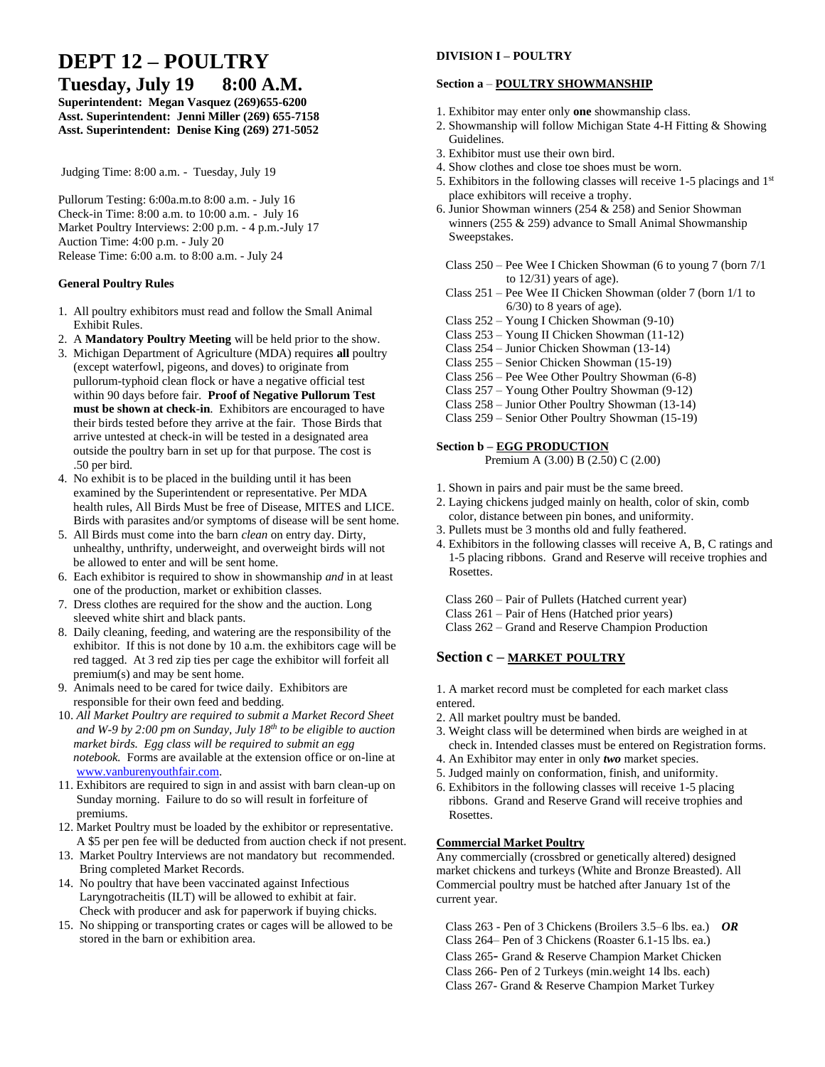# DEPT 12 – POULTRY

## Tuesday, July 19 8:00 A.M.

**Superintendent: Megan Vasquez (269)655-6200**
**Asst. Superintendent: Jenni Miller (269) 655-7158**
**Asst. Superintendent: Denise King (269) 271-5052**

Judging Time: 8:00 a.m. - Tuesday, July 19

Pullorum Testing: 6:00a.m.to 8:00 a.m. - July 16
Check-in Time: 8:00 a.m. to 10:00 a.m. - July 16
Market Poultry Interviews: 2:00 p.m. - 4 p.m.-July 17
Auction Time: 4:00 p.m. - July 20
Release Time: 6:00 a.m. to 8:00 a.m. - July 24

### General Poultry Rules

1. All poultry exhibitors must read and follow the Small Animal Exhibit Rules.
2. A **Mandatory Poultry Meeting** will be held prior to the show.
3. Michigan Department of Agriculture (MDA) requires **all** poultry (except waterfowl, pigeons, and doves) to originate from pullorum-typhoid clean flock or have a negative official test within 90 days before fair. **Proof of Negative Pullorum Test must be shown at check-in**. Exhibitors are encouraged to have their birds tested before they arrive at the fair. Those Birds that arrive untested at check-in will be tested in a designated area outside the poultry barn in set up for that purpose. The cost is .50 per bird.
4. No exhibit is to be placed in the building until it has been examined by the Superintendent or representative. Per MDA health rules, All Birds Must be free of Disease, MITES and LICE. Birds with parasites and/or symptoms of disease will be sent home.
5. All Birds must come into the barn *clean* on entry day. Dirty, unhealthy, unthrifty, underweight, and overweight birds will not be allowed to enter and will be sent home.
6. Each exhibitor is required to show in showmanship *and* in at least one of the production, market or exhibition classes.
7. Dress clothes are required for the show and the auction. Long sleeved white shirt and black pants.
8. Daily cleaning, feeding, and watering are the responsibility of the exhibitor. If this is not done by 10 a.m. the exhibitors cage will be red tagged. At 3 red zip ties per cage the exhibitor will forfeit all premium(s) and may be sent home.
9. Animals need to be cared for twice daily. Exhibitors are responsible for their own feed and bedding.
10. *All Market Poultry are required to submit a Market Record Sheet and W-9 by 2:00 pm on Sunday, July 18th to be eligible to auction market birds. Egg class will be required to submit an egg notebook.* Forms are available at the extension office or on-line at www.vanburenyouthfair.com.
11. Exhibitors are required to sign in and assist with barn clean-up on Sunday morning. Failure to do so will result in forfeiture of premiums.
12. Market Poultry must be loaded by the exhibitor or representative. A $5 per pen fee will be deducted from auction check if not present.
13. Market Poultry Interviews are not mandatory but recommended. Bring completed Market Records.
14. No poultry that have been vaccinated against Infectious Laryngotracheitis (ILT) will be allowed to exhibit at fair. Check with producer and ask for paperwork if buying chicks.
15. No shipping or transporting crates or cages will be allowed to be stored in the barn or exhibition area.

### DIVISION I – POULTRY

**Section a** – **POULTRY SHOWMANSHIP**

1. Exhibitor may enter only **one** showmanship class.
2. Showmanship will follow Michigan State 4-H Fitting & Showing Guidelines.
3. Exhibitor must use their own bird.
4. Show clothes and close toe shoes must be worn.
5. Exhibitors in the following classes will receive 1-5 placings and 1st place exhibitors will receive a trophy.
6. Junior Showman winners (254 & 258) and Senior Showman winners (255 & 259) advance to Small Animal Showmanship Sweepstakes.

Class 250 – Pee Wee I Chicken Showman (6 to young 7 (born 7/1 to 12/31) years of age).
Class 251 – Pee Wee II Chicken Showman (older 7 (born 1/1 to 6/30) to 8 years of age).
Class 252 – Young I Chicken Showman (9-10)
Class 253 – Young II Chicken Showman (11-12)
Class 254 – Junior Chicken Showman (13-14)
Class 255 – Senior Chicken Showman (15-19)
Class 256 – Pee Wee Other Poultry Showman (6-8)
Class 257 – Young Other Poultry Showman (9-12)
Class 258 – Junior Other Poultry Showman (13-14)
Class 259 – Senior Other Poultry Showman (15-19)

**Section b – EGG PRODUCTION**
Premium A (3.00) B (2.50) C (2.00)

1. Shown in pairs and pair must be the same breed.
2. Laying chickens judged mainly on health, color of skin, comb color, distance between pin bones, and uniformity.
3. Pullets must be 3 months old and fully feathered.
4. Exhibitors in the following classes will receive A, B, C ratings and 1-5 placing ribbons. Grand and Reserve will receive trophies and Rosettes.

Class 260 – Pair of Pullets (Hatched current year)
Class 261 – Pair of Hens (Hatched prior years)
Class 262 – Grand and Reserve Champion Production

### Section c – MARKET POULTRY

1. A market record must be completed for each market class entered.
2. All market poultry must be banded.
3. Weight class will be determined when birds are weighed in at check in. Intended classes must be entered on Registration forms.
4. An Exhibitor may enter in only ***two*** market species.
5. Judged mainly on conformation, finish, and uniformity.
6. Exhibitors in the following classes will receive 1-5 placing ribbons. Grand and Reserve Grand will receive trophies and Rosettes.

**Commercial Market Poultry**

Any commercially (crossbred or genetically altered) designed market chickens and turkeys (White and Bronze Breasted). All Commercial poultry must be hatched after January 1st of the current year.

Class 263 - Pen of 3 Chickens (Broilers 3.5–6 lbs. ea.) ***OR***
Class 264– Pen of 3 Chickens (Roaster 6.1-15 lbs. ea.)
Class 265- Grand & Reserve Champion Market Chicken
Class 266- Pen of 2 Turkeys (min.weight 14 lbs. each)
Class 267- Grand & Reserve Champion Market Turkey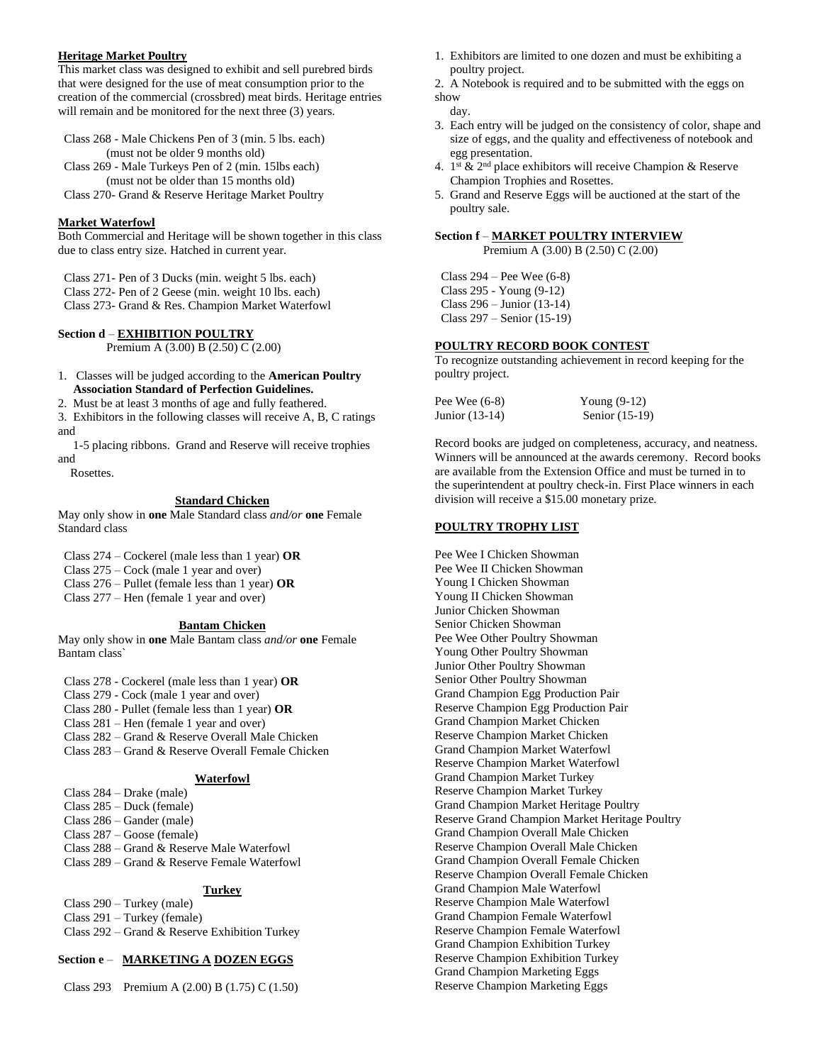**Heritage Market Poultry**

This market class was designed to exhibit and sell purebred birds that were designed for the use of meat consumption prior to the creation of the commercial (crossbred) meat birds. Heritage entries will remain and be monitored for the next three (3) years.

Class 268 - Male Chickens Pen of 3 (min. 5 lbs. each) (must not be older 9 months old)
Class 269 - Male Turkeys Pen of 2 (min. 15lbs each) (must not be older than 15 months old)
Class 270- Grand & Reserve Heritage Market Poultry

**Market Waterfowl**

Both Commercial and Heritage will be shown together in this class due to class entry size. Hatched in current year.

Class 271- Pen of 3 Ducks (min. weight 5 lbs. each)
Class 272- Pen of 2 Geese (min. weight 10 lbs. each)
Class 273- Grand & Res. Champion Market Waterfowl

**Section d** – **EXHIBITION POULTRY**
Premium A (3.00) B (2.50) C (2.00)

1. Classes will be judged according to the **American Poultry Association Standard of Perfection Guidelines.**
2. Must be at least 3 months of age and fully feathered.
3. Exhibitors in the following classes will receive A, B, C ratings and 1-5 placing ribbons. Grand and Reserve will receive trophies and Rosettes.

**Standard Chicken**

May only show in **one** Male Standard class *and/or* **one** Female Standard class

Class 274 – Cockerel (male less than 1 year) **OR**
Class 275 – Cock (male 1 year and over)
Class 276 – Pullet (female less than 1 year) **OR**
Class 277 – Hen (female 1 year and over)

**Bantam Chicken**

May only show in **one** Male Bantam class *and/or* **one** Female Bantam class`

Class 278 - Cockerel (male less than 1 year) **OR**
Class 279 - Cock (male 1 year and over)
Class 280 - Pullet (female less than 1 year) **OR**
Class 281 – Hen (female 1 year and over)
Class 282 – Grand & Reserve Overall Male Chicken
Class 283 – Grand & Reserve Overall Female Chicken

**Waterfowl**

Class 284 – Drake (male)
Class 285 – Duck (female)
Class 286 – Gander (male)
Class 287 – Goose (female)
Class 288 – Grand & Reserve Male Waterfowl
Class 289 – Grand & Reserve Female Waterfowl

**Turkey**

Class 290 – Turkey (male)
Class 291 – Turkey (female)
Class 292 – Grand & Reserve Exhibition Turkey

**Section e** – **MARKETING A DOZEN EGGS**

Class 293 Premium A (2.00) B (1.75) C (1.50)

1. Exhibitors are limited to one dozen and must be exhibiting a poultry project.
2. A Notebook is required and to be submitted with the eggs on show day.
3. Each entry will be judged on the consistency of color, shape and size of eggs, and the quality and effectiveness of notebook and egg presentation.
4. 1st & 2nd place exhibitors will receive Champion & Reserve Champion Trophies and Rosettes.
5. Grand and Reserve Eggs will be auctioned at the start of the poultry sale.

**Section f** – **MARKET POULTRY INTERVIEW**
Premium A (3.00) B (2.50) C (2.00)

Class 294 – Pee Wee (6-8)
Class 295 - Young (9-12)
Class 296 – Junior (13-14)
Class 297 – Senior (15-19)

**POULTRY RECORD BOOK CONTEST**

To recognize outstanding achievement in record keeping for the poultry project.

| | |
|---|---|
| Pee Wee (6-8) | Young (9-12) |
| Junior (13-14) | Senior (15-19) |

Record books are judged on completeness, accuracy, and neatness. Winners will be announced at the awards ceremony. Record books are available from the Extension Office and must be turned in to the superintendent at poultry check-in. First Place winners in each division will receive a $15.00 monetary prize.

**POULTRY TROPHY LIST**

Pee Wee I Chicken Showman
Pee Wee II Chicken Showman
Young I Chicken Showman
Young II Chicken Showman
Junior Chicken Showman
Senior Chicken Showman
Pee Wee Other Poultry Showman
Young Other Poultry Showman
Junior Other Poultry Showman
Senior Other Poultry Showman
Grand Champion Egg Production Pair
Reserve Champion Egg Production Pair
Grand Champion Market Chicken
Reserve Champion Market Chicken
Grand Champion Market Waterfowl
Reserve Champion Market Waterfowl
Grand Champion Market Turkey
Reserve Champion Market Turkey
Grand Champion Market Heritage Poultry
Reserve Grand Champion Market Heritage Poultry
Grand Champion Overall Male Chicken
Reserve Champion Overall Male Chicken
Grand Champion Overall Female Chicken
Reserve Champion Overall Female Chicken
Grand Champion Male Waterfowl
Reserve Champion Male Waterfowl
Grand Champion Female Waterfowl
Reserve Champion Female Waterfowl
Grand Champion Exhibition Turkey
Reserve Champion Exhibition Turkey
Grand Champion Marketing Eggs
Reserve Champion Marketing Eggs